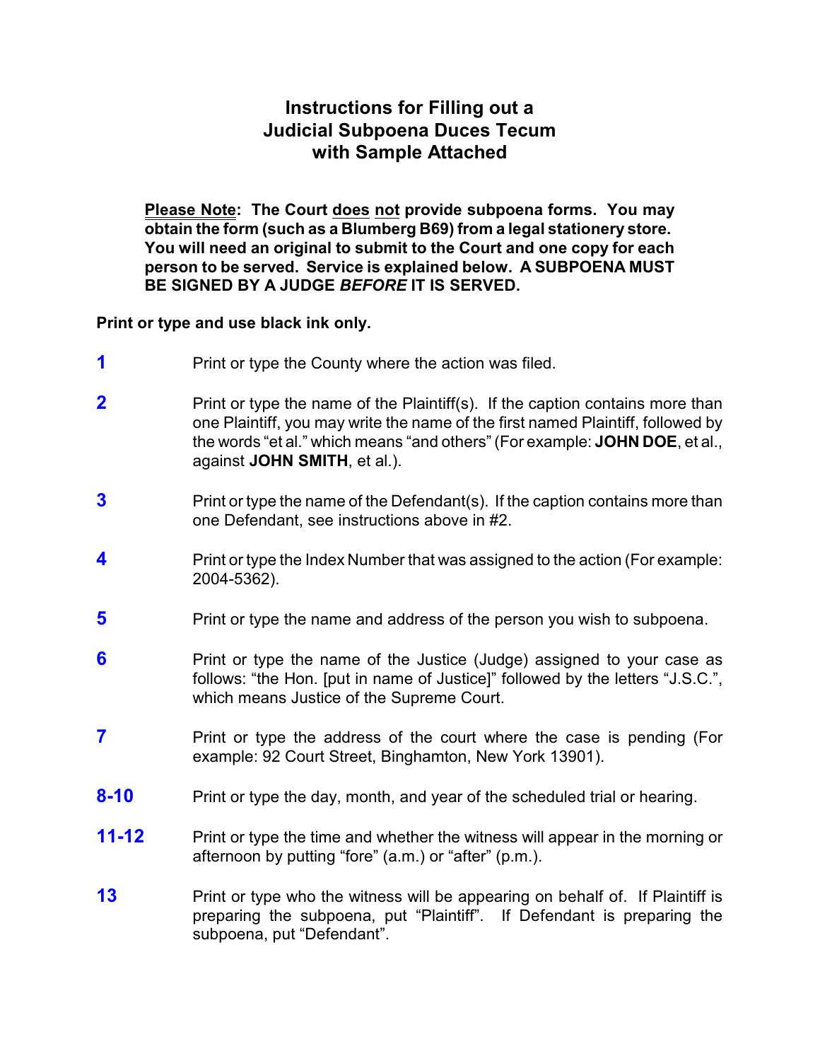# Instructions for Filling out a Judicial Subpoena Duces Tecum with Sample Attached

**Please Note: The Court does not provide subpoena forms. You may obtain the form (such as a Blumberg B69) from a legal stationery store. You will need an original to submit to the Court and one copy for each person to be served. Service is explained below. A SUBPOENA MUST BE SIGNED BY A JUDGE *BEFORE* IT IS SERVED.**

**Print or type and use black ink only.**

**1** Print or type the County where the action was filed.

**2** Print or type the name of the Plaintiff(s). If the caption contains more than one Plaintiff, you may write the name of the first named Plaintiff, followed by the words "et al." which means "and others" (For example: **JOHN DOE**, et al., against **JOHN SMITH**, et al.).

**3** Print or type the name of the Defendant(s). If the caption contains more than one Defendant, see instructions above in #2.

**4** Print or type the Index Number that was assigned to the action (For example: 2004-5362).

**5** Print or type the name and address of the person you wish to subpoena.

**6** Print or type the name of the Justice (Judge) assigned to your case as follows: "the Hon. [put in name of Justice]" followed by the letters "J.S.C.", which means Justice of the Supreme Court.

**7** Print or type the address of the court where the case is pending (For example: 92 Court Street, Binghamton, New York 13901).

**8-10** Print or type the day, month, and year of the scheduled trial or hearing.

**11-12** Print or type the time and whether the witness will appear in the morning or afternoon by putting "fore" (a.m.) or "after" (p.m.).

**13** Print or type who the witness will be appearing on behalf of. If Plaintiff is preparing the subpoena, put "Plaintiff". If Defendant is preparing the subpoena, put "Defendant".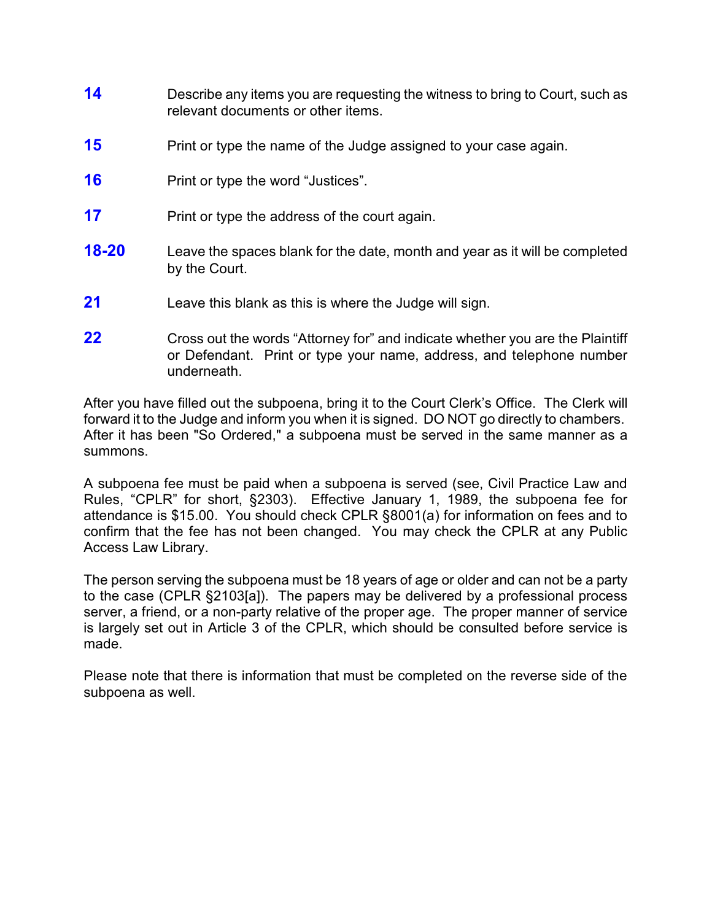**14** Describe any items you are requesting the witness to bring to Court, such as relevant documents or other items.

**15** Print or type the name of the Judge assigned to your case again.

**16** Print or type the word “Justices”.

**17** Print or type the address of the court again.

**18-20** Leave the spaces blank for the date, month and year as it will be completed by the Court.

**21** Leave this blank as this is where the Judge will sign.

**22** Cross out the words “Attorney for” and indicate whether you are the Plaintiff or Defendant. Print or type your name, address, and telephone number underneath.

After you have filled out the subpoena, bring it to the Court Clerk’s Office. The Clerk will forward it to the Judge and inform you when it is signed. DO NOT go directly to chambers. After it has been "So Ordered," a subpoena must be served in the same manner as a summons.

A subpoena fee must be paid when a subpoena is served (see, Civil Practice Law and Rules, “CPLR” for short, §2303). Effective January 1, 1989, the subpoena fee for attendance is $15.00. You should check CPLR §8001(a) for information on fees and to confirm that the fee has not been changed. You may check the CPLR at any Public Access Law Library.

The person serving the subpoena must be 18 years of age or older and can not be a party to the case (CPLR §2103[a]). The papers may be delivered by a professional process server, a friend, or a non-party relative of the proper age. The proper manner of service is largely set out in Article 3 of the CPLR, which should be consulted before service is made.

Please note that there is information that must be completed on the reverse side of the subpoena as well.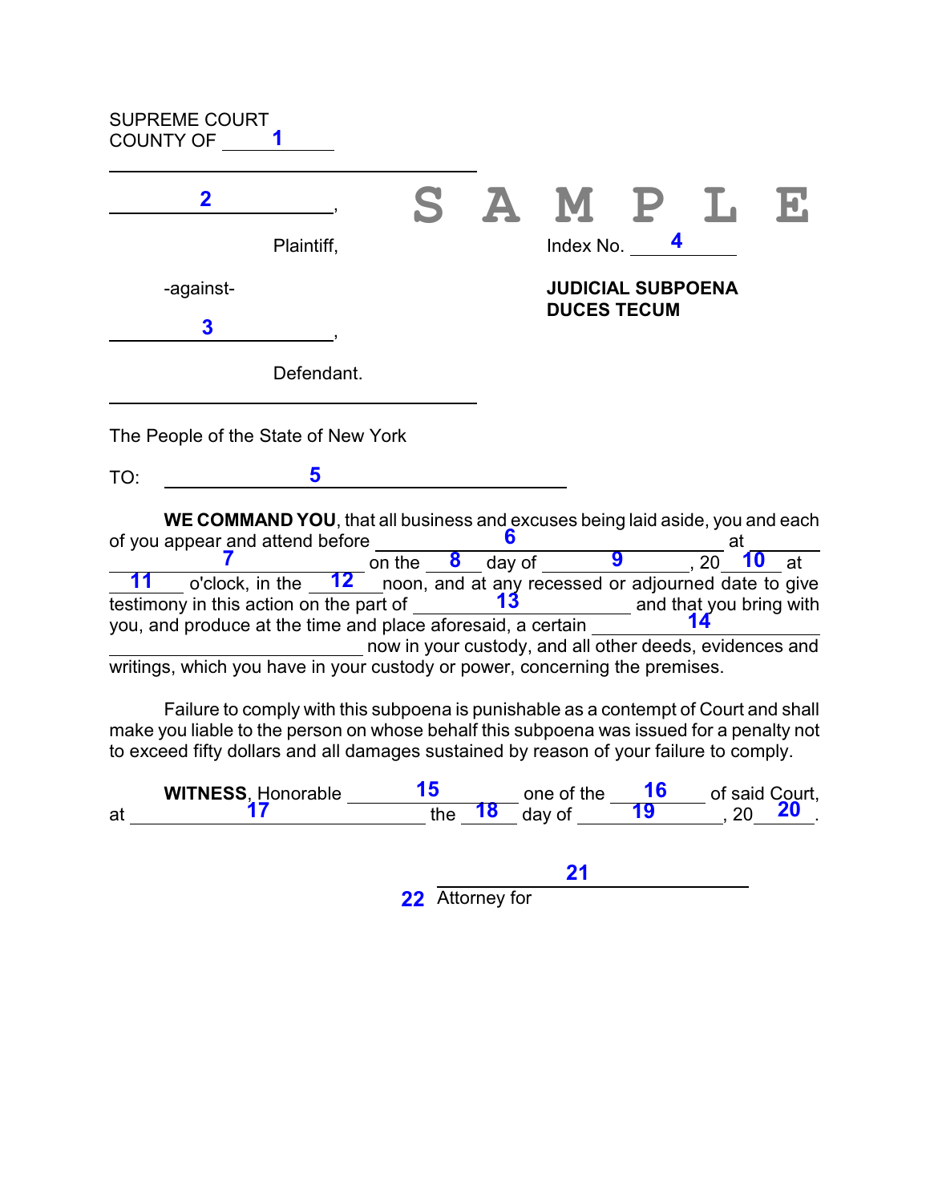SUPREME COURT
COUNTY OF ___1___

___2___,

Plaintiff,

-against-

___3___,

Defendant.

S A M P L E

Index No. ___4___

**JUDICIAL SUBPOENA DUCES TECUM**

The People of the State of New York

TO: ___5___

**WE COMMAND YOU**, that all business and excuses being laid aside, you and each of you appear and attend before ___6___ at ___7___ on the ___8___ day of ___9___, 20___10___ at ___11___ o'clock, in the ___12___ noon, and at any recessed or adjourned date to give testimony in this action on the part of ___13___ and that you bring with you, and produce at the time and place aforesaid, a certain ___14___ now in your custody, and all other deeds, evidences and writings, which you have in your custody or power, concerning the premises.

Failure to comply with this subpoena is punishable as a contempt of Court and shall make you liable to the person on whose behalf this subpoena was issued for a penalty not to exceed fifty dollars and all damages sustained by reason of your failure to comply.

**WITNESS**, Honorable ___15___ one of the ___16___ of said Court, at ___17___ the ___18___ day of ___19___, 20___20___.

___21___

22 Attorney for